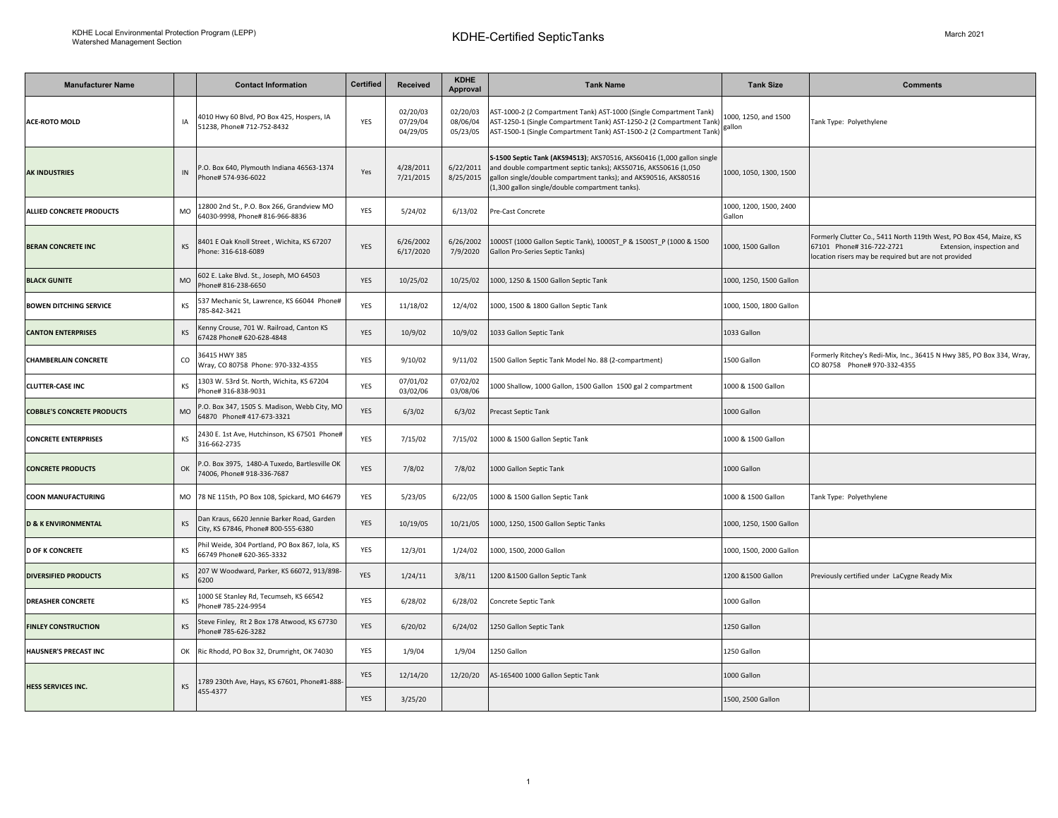KDHE Local Environmental Protection Program (LEPP)
Watershed Management Section

# KDHE-Certified SepticTanks

March 2021

| Manufacturer Name | | Contact Information | Certified | Received | KDHE Approval | Tank Name | Tank Size | Comments |
|---|---|---|---|---|---|---|---|---|
| **ACE-ROTO MOLD** | IA | 4010 Hwy 60 Blvd, PO Box 425, Hospers, IA 51238, Phone# 712-752-8432 | YES | 02/20/03 07/29/04 04/29/05 | 02/20/03 08/06/04 05/23/05 | AST-1000-2 (2 Compartment Tank) AST-1000 (Single Compartment Tank) AST-1250-1 (Single Compartment Tank) AST-1250-2 (2 Compartment Tank) AST-1500-1 (Single Compartment Tank) AST-1500-2 (2 Compartment Tank) | 1000, 1250, and 1500 gallon | Tank Type: Polyethylene |
| **AK INDUSTRIES** | IN | P.O. Box 640, Plymouth Indiana 46563-1374 Phone# 574-936-6022 | Yes | 4/28/2011 7/21/2015 | 6/22/2011 8/25/2015 | **S-1500 Septic Tank (AKS94513)**; AKS70516, AKS60416 (1,000 gallon single and double compartment septic tanks); AKS50716, AKS50616 (1,050 gallon single/double compartment tanks); and AKS90516, AKS80516 (1,300 gallon single/double compartment tanks). | 1000, 1050, 1300, 1500 | |
| **ALLIED CONCRETE PRODUCTS** | MO | 12800 2nd St., P.O. Box 266, Grandview MO 64030-9998, Phone# 816-966-8836 | YES | 5/24/02 | 6/13/02 | Pre-Cast Concrete | 1000, 1200, 1500, 2400 Gallon | |
| **BERAN CONCRETE INC** | KS | 8401 E Oak Knoll Street , Wichita, KS 67207 Phone: 316-618-6089 | YES | 6/26/2002 6/17/2020 | 6/26/2002 7/9/2020 | 1000ST (1000 Gallon Septic Tank), 1000ST_P & 1500ST_P (1000 & 1500 Gallon Pro-Series Septic Tanks) | 1000, 1500 Gallon | Formerly Clutter Co., 5411 North 119th West, PO Box 454, Maize, KS 67101 Phone# 316-722-2721 Extension, inspection and location risers may be required but are not provided |
| **BLACK GUNITE** | MO | 602 E. Lake Blvd. St., Joseph, MO 64503 Phone# 816-238-6650 | YES | 10/25/02 | 10/25/02 | 1000, 1250 & 1500 Gallon Septic Tank | 1000, 1250, 1500 Gallon | |
| **BOWEN DITCHING SERVICE** | KS | 537 Mechanic St, Lawrence, KS 66044 Phone# 785-842-3421 | YES | 11/18/02 | 12/4/02 | 1000, 1500 & 1800 Gallon Septic Tank | 1000, 1500, 1800 Gallon | |
| **CANTON ENTERPRISES** | KS | Kenny Crouse, 701 W. Railroad, Canton KS 67428 Phone# 620-628-4848 | YES | 10/9/02 | 10/9/02 | 1033 Gallon Septic Tank | 1033 Gallon | |
| **CHAMBERLAIN CONCRETE** | CO | 36415 HWY 385 Wray, CO 80758 Phone: 970-332-4355 | YES | 9/10/02 | 9/11/02 | 1500 Gallon Septic Tank Model No. 88 (2-compartment) | 1500 Gallon | Formerly Ritchey's Redi-Mix, Inc., 36415 N Hwy 385, PO Box 334, Wray, CO 80758 Phone# 970-332-4355 |
| **CLUTTER-CASE INC** | KS | 1303 W. 53rd St. North, Wichita, KS 67204 Phone# 316-838-9031 | YES | 07/01/02 03/02/06 | 07/02/02 03/08/06 | 1000 Shallow, 1000 Gallon, 1500 Gallon 1500 gal 2 compartment | 1000 & 1500 Gallon | |
| **COBBLE'S CONCRETE PRODUCTS** | MO | P.O. Box 347, 1505 S. Madison, Webb City, MO 64870 Phone# 417-673-3321 | YES | 6/3/02 | 6/3/02 | Precast Septic Tank | 1000 Gallon | |
| **CONCRETE ENTERPRISES** | KS | 2430 E. 1st Ave, Hutchinson, KS 67501 Phone# 316-662-2735 | YES | 7/15/02 | 7/15/02 | 1000 & 1500 Gallon Septic Tank | 1000 & 1500 Gallon | |
| **CONCRETE PRODUCTS** | OK | P.O. Box 3975, 1480-A Tuxedo, Bartlesville OK 74006, Phone# 918-336-7687 | YES | 7/8/02 | 7/8/02 | 1000 Gallon Septic Tank | 1000 Gallon | |
| **COON MANUFACTURING** | MO | 78 NE 115th, PO Box 108, Spickard, MO 64679 | YES | 5/23/05 | 6/22/05 | 1000 & 1500 Gallon Septic Tank | 1000 & 1500 Gallon | Tank Type: Polyethylene |
| **D & K ENVIRONMENTAL** | KS | Dan Kraus, 6620 Jennie Barker Road, Garden City, KS 67846, Phone# 800-555-6380 | YES | 10/19/05 | 10/21/05 | 1000, 1250, 1500 Gallon Septic Tanks | 1000, 1250, 1500 Gallon | |
| **D OF K CONCRETE** | KS | Phil Weide, 304 Portland, PO Box 867, Iola, KS 66749 Phone# 620-365-3332 | YES | 12/3/01 | 1/24/02 | 1000, 1500, 2000 Gallon | 1000, 1500, 2000 Gallon | |
| **DIVERSIFIED PRODUCTS** | KS | 207 W Woodward, Parker, KS 66072, 913/898-6200 | YES | 1/24/11 | 3/8/11 | 1200 &1500 Gallon Septic Tank | 1200 &1500 Gallon | Previously certified under LaCygne Ready Mix |
| **DREASHER CONCRETE** | KS | 1000 SE Stanley Rd, Tecumseh, KS 66542 Phone# 785-224-9954 | YES | 6/28/02 | 6/28/02 | Concrete Septic Tank | 1000 Gallon | |
| **FINLEY CONSTRUCTION** | KS | Steve Finley, Rt 2 Box 178 Atwood, KS 67730 Phone# 785-626-3282 | YES | 6/20/02 | 6/24/02 | 1250 Gallon Septic Tank | 1250 Gallon | |
| **HAUSNER'S PRECAST INC** | OK | Ric Rhodd, PO Box 32, Drumright, OK 74030 | YES | 1/9/04 | 1/9/04 | 1250 Gallon | 1250 Gallon | |
| **HESS SERVICES INC.** | KS | 1789 230th Ave, Hays, KS 67601, Phone#1-888-455-4377 | YES | 12/14/20 | 12/20/20 | AS-165400 1000 Gallon Septic Tank | 1000 Gallon | |
| | | | YES | 3/25/20 | | | 1500, 2500 Gallon | |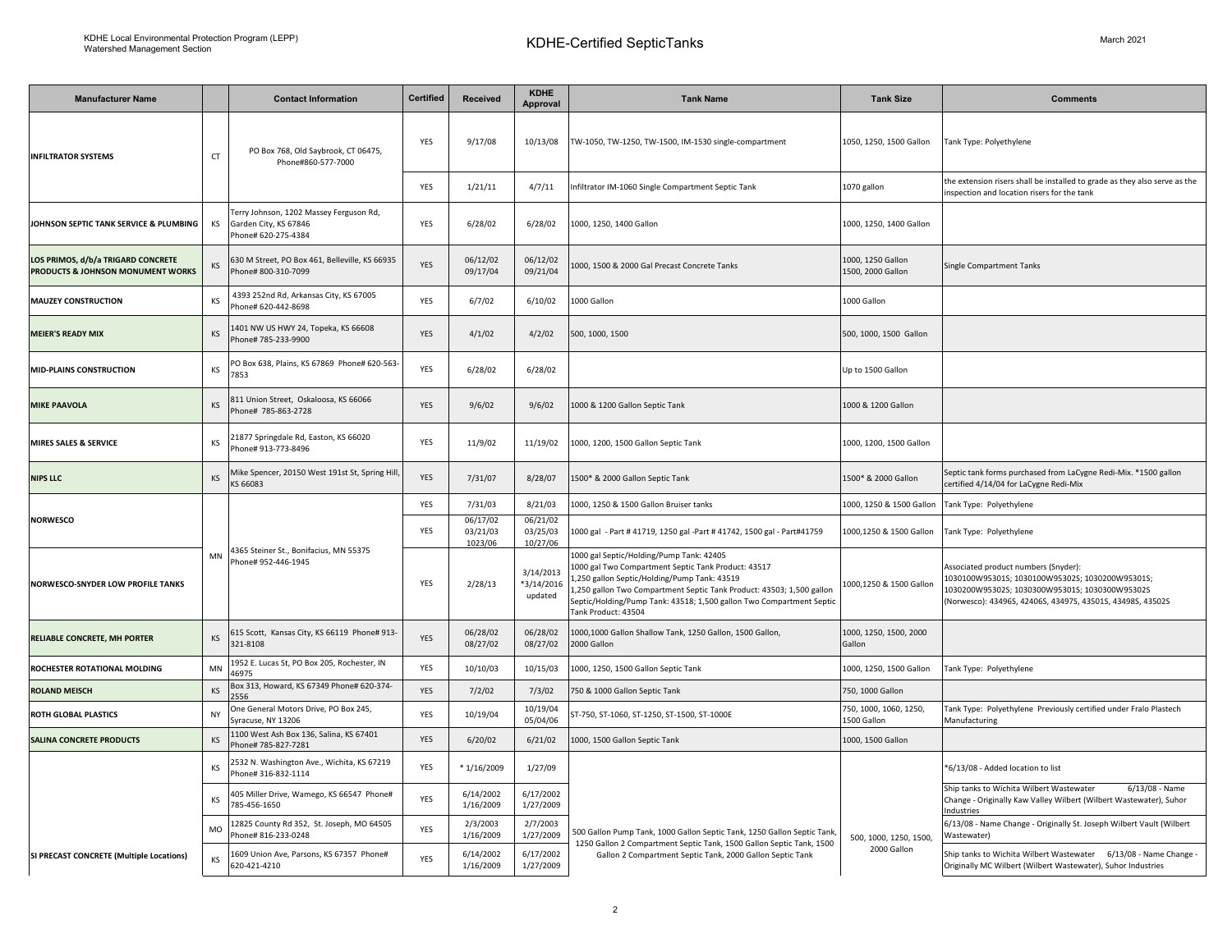# KDHE-Certified SepticTanks

| Manufacturer Name | | Contact Information | Certified | Received | KDHE Approval | Tank Name | Tank Size | Comments |
|---|---|---|---|---|---|---|---|---|
| INFILTRATOR SYSTEMS | CT | PO Box 768, Old Saybrook, CT 06475, Phone#860-577-7000 | YES | 9/17/08 | 10/13/08 | TW-1050, TW-1250, TW-1500, IM-1530 single-compartment | 1050, 1250, 1500 Gallon | Tank Type: Polyethylene |
| | | | YES | 1/21/11 | 4/7/11 | Infiltrator IM-1060 Single Compartment Septic Tank | 1070 gallon | the extension risers shall be installed to grade as they also serve as the inspection and location risers for the tank |
| JOHNSON SEPTIC TANK SERVICE & PLUMBING | KS | Terry Johnson, 1202 Massey Ferguson Rd, Garden City, KS 67846 Phone# 620-275-4384 | YES | 6/28/02 | 6/28/02 | 1000, 1250, 1400 Gallon | 1000, 1250, 1400 Gallon | |
| LOS PRIMOS, d/b/a TRIGARD CONCRETE PRODUCTS & JOHNSON MONUMENT WORKS | KS | 630 M Street, PO Box 461, Belleville, KS 66935 Phone# 800-310-7099 | YES | 06/12/02 09/17/04 | 06/12/02 09/21/04 | 1000, 1500 & 2000 Gal Precast Concrete Tanks | 1000, 1250 Gallon 1500, 2000 Gallon | Single Compartment Tanks |
| MAUZEY CONSTRUCTION | KS | 4393 252nd Rd, Arkansas City, KS 67005 Phone# 620-442-8698 | YES | 6/7/02 | 6/10/02 | 1000 Gallon | 1000 Gallon | |
| MEIER'S READY MIX | KS | 1401 NW US HWY 24, Topeka, KS 66608 Phone# 785-233-9900 | YES | 4/1/02 | 4/2/02 | 500, 1000, 1500 | 500, 1000, 1500 Gallon | |
| MID-PLAINS CONSTRUCTION | KS | PO Box 638, Plains, KS 67869 Phone# 620-563-7853 | YES | 6/28/02 | 6/28/02 | | Up to 1500 Gallon | |
| MIKE PAAVOLA | KS | 811 Union Street, Oskaloosa, KS 66066 Phone# 785-863-2728 | YES | 9/6/02 | 9/6/02 | 1000 & 1200 Gallon Septic Tank | 1000 & 1200 Gallon | |
| MIRES SALES & SERVICE | KS | 21877 Springdale Rd, Easton, KS 66020 Phone# 913-773-8496 | YES | 11/9/02 | 11/19/02 | 1000, 1200, 1500 Gallon Septic Tank | 1000, 1200, 1500 Gallon | |
| NIPS LLC | KS | Mike Spencer, 20150 West 191st St, Spring Hill, KS 66083 | YES | 7/31/07 | 8/28/07 | 1500* & 2000 Gallon Septic Tank | 1500* & 2000 Gallon | Septic tank forms purchased from LaCygne Redi-Mix. *1500 gallon certified 4/14/04 for LaCygne Redi-Mix |
| NORWESCO | MN | 4365 Steiner St., Bonifacius, MN 55375 Phone# 952-446-1945 | YES | 7/31/03 | 8/21/03 | 1000, 1250 & 1500 Gallon Bruiser tanks | 1000, 1250 & 1500 Gallon | Tank Type: Polyethylene |
| | | | YES | 06/17/02 03/21/03 1023/06 | 06/21/02 03/25/03 10/27/06 | 1000 gal - Part # 41719, 1250 gal -Part # 41742, 1500 gal - Part#41759 | 1000,1250 & 1500 Gallon | Tank Type: Polyethylene |
| NORWESCO-SNYDER LOW PROFILE TANKS | | | YES | 2/28/13 | 3/14/2013 *3/14/2016 updated | 1000 gal Septic/Holding/Pump Tank: 42405 1000 gal Two Compartment Septic Tank Product: 43517 1,250 gallon Septic/Holding/Pump Tank: 43519 1,250 gallon Two Compartment Septic Tank Product: 43503; 1,500 gallon Septic/Holding/Pump Tank: 43518; 1,500 gallon Two Compartment Septic Tank Product: 43504 | 1000,1250 & 1500 Gallon | Associated product numbers (Snyder): 1030100W95301S; 1030100W95302S; 1030200W95301S; 1030200W95302S; 1030300W95301S; 1030300W95302S (Norwesco): 43496S, 42406S, 43497S, 43501S, 43498S, 43502S |
| RELIABLE CONCRETE, MH PORTER | KS | 615 Scott, Kansas City, KS 66119 Phone# 913-321-8108 | YES | 06/28/02 08/27/02 | 06/28/02 08/27/02 | 1000,1000 Gallon Shallow Tank, 1250 Gallon, 1500 Gallon, 2000 Gallon | 1000, 1250, 1500, 2000 Gallon | |
| ROCHESTER ROTATIONAL MOLDING | MN | 1952 E. Lucas St, PO Box 205, Rochester, IN 46975 | YES | 10/10/03 | 10/15/03 | 1000, 1250, 1500 Gallon Septic Tank | 1000, 1250, 1500 Gallon | Tank Type: Polyethylene |
| ROLAND MEISCH | KS | Box 313, Howard, KS 67349 Phone# 620-374-2556 | YES | 7/2/02 | 7/3/02 | 750 & 1000 Gallon Septic Tank | 750, 1000 Gallon | |
| ROTH GLOBAL PLASTICS | NY | One General Motors Drive, PO Box 245, Syracuse, NY 13206 | YES | 10/19/04 | 10/19/04 05/04/06 | ST-750, ST-1060, ST-1250, ST-1500, ST-1000E | 750, 1000, 1060, 1250, 1500 Gallon | Tank Type: Polyethylene Previously certified under Fralo Plastech Manufacturing |
| SALINA CONCRETE PRODUCTS | KS | 1100 West Ash Box 136, Salina, KS 67401 Phone# 785-827-7281 | YES | 6/20/02 | 6/21/02 | 1000, 1500 Gallon Septic Tank | 1000, 1500 Gallon | |
| SI PRECAST CONCRETE (Multiple Locations) | KS | 2532 N. Washington Ave., Wichita, KS 67219 Phone# 316-832-1114 | YES | * 1/16/2009 | 1/27/09 | 500 Gallon Pump Tank, 1000 Gallon Septic Tank, 1250 Gallon Septic Tank, 1250 Gallon 2 Compartment Septic Tank, 1500 Gallon Septic Tank, 1500 Gallon 2 Compartment Septic Tank, 2000 Gallon Septic Tank | 500, 1000, 1250, 1500, 2000 Gallon | *6/13/08 - Added location to list |
| | KS | 405 Miller Drive, Wamego, KS 66547 Phone# 785-456-1650 | YES | 6/14/2002 1/16/2009 | 6/17/2002 1/27/2009 | | | Ship tanks to Wichita Wilbert Wastewater 6/13/08 - Name Change - Originally Kaw Valley Wilbert (Wilbert Wastewater), Suhor Industries |
| | MO | 12825 County Rd 352, St. Joseph, MO 64505 Phone# 816-233-0248 | YES | 2/3/2003 1/16/2009 | 2/7/2003 1/27/2009 | | | 6/13/08 - Name Change - Originally St. Joseph Wilbert Vault (Wilbert Wastewater) |
| | KS | 1609 Union Ave, Parsons, KS 67357 Phone# 620-421-4210 | YES | 6/14/2002 1/16/2009 | 6/17/2002 1/27/2009 | | | Ship tanks to Wichita Wilbert Wastewater 6/13/08 - Name Change - Originally MC Wilbert (Wilbert Wastewater), Suhor Industries |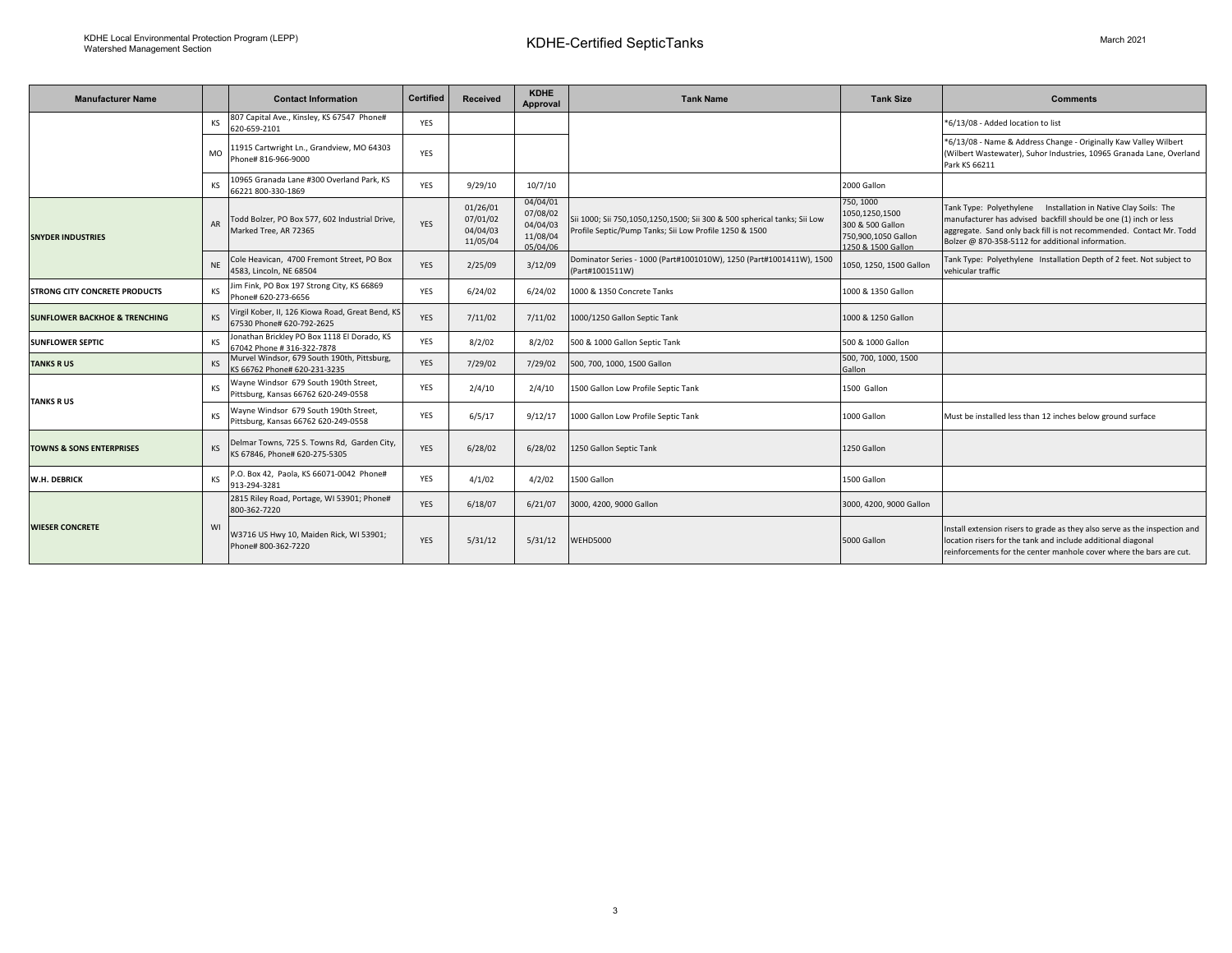| Manufacturer Name | | Contact Information | Certified | Received | KDHE Approval | Tank Name | Tank Size | Comments |
|---|---|---|---|---|---|---|---|---|
| | KS | 807 Capital Ave., Kinsley, KS 67547 Phone# 620-659-2101 | YES | | | | | *6/13/08 - Added location to list |
| | MO | 11915 Cartwright Ln., Grandview, MO 64303 Phone# 816-966-9000 | YES | | | | | *6/13/08 - Name & Address Change - Originally Kaw Valley Wilbert (Wilbert Wastewater), Suhor Industries, 10965 Granada Lane, Overland Park KS 66211 |
| | KS | 10965 Granada Lane #300 Overland Park, KS 66221 800-330-1869 | YES | 9/29/10 | 10/7/10 | | 2000 Gallon | |
| **SNYDER INDUSTRIES** | AR | Todd Bolzer, PO Box 577, 602 Industrial Drive, Marked Tree, AR 72365 | YES | 01/26/01 07/01/02 04/04/03 11/05/04 | 04/04/01 07/08/02 04/04/03 11/08/04 05/04/06 | Sii 1000; Sii 750,1050,1250,1500; Sii 300 & 500 spherical tanks; Sii Low Profile Septic/Pump Tanks; Sii Low Profile 1250 & 1500 | 750, 1000 1050,1250,1500 300 & 500 Gallon 750,900,1050 Gallon 1250 & 1500 Gallon | Tank Type: Polyethylene Installation in Native Clay Soils: The manufacturer has advised backfill should be one (1) inch or less aggregate. Sand only back fill is not recommended. Contact Mr. Todd Bolzer @ 870-358-5112 for additional information. |
| | NE | Cole Heavican, 4700 Fremont Street, PO Box 4583, Lincoln, NE 68504 | YES | 2/25/09 | 3/12/09 | Dominator Series - 1000 (Part#1001010W), 1250 (Part#1001411W), 1500 (Part#1001511W) | 1050, 1250, 1500 Gallon | Tank Type: Polyethylene Installation Depth of 2 feet. Not subject to vehicular traffic |
| **STRONG CITY CONCRETE PRODUCTS** | KS | Jim Fink, PO Box 197 Strong City, KS 66869 Phone# 620-273-6656 | YES | 6/24/02 | 6/24/02 | 1000 & 1350 Concrete Tanks | 1000 & 1350 Gallon | |
| **SUNFLOWER BACKHOE & TRENCHING** | KS | Virgil Kober, II, 126 Kiowa Road, Great Bend, KS 67530 Phone# 620-792-2625 | YES | 7/11/02 | 7/11/02 | 1000/1250 Gallon Septic Tank | 1000 & 1250 Gallon | |
| **SUNFLOWER SEPTIC** | KS | Jonathan Brickley PO Box 1118 El Dorado, KS 67042 Phone # 316-322-7878 | YES | 8/2/02 | 8/2/02 | 500 & 1000 Gallon Septic Tank | 500 & 1000 Gallon | |
| **TANKS R US** | KS | Murvel Windsor, 679 South 190th, Pittsburg, KS 66762 Phone# 620-231-3235 | YES | 7/29/02 | 7/29/02 | 500, 700, 1000, 1500 Gallon | 500, 700, 1000, 1500 Gallon | |
| **TANKS R US** | KS | Wayne Windsor 679 South 190th Street, Pittsburg, Kansas 66762 620-249-0558 | YES | 2/4/10 | 2/4/10 | 1500 Gallon Low Profile Septic Tank | 1500 Gallon | |
| | KS | Wayne Windsor 679 South 190th Street, Pittsburg, Kansas 66762 620-249-0558 | YES | 6/5/17 | 9/12/17 | 1000 Gallon Low Profile Septic Tank | 1000 Gallon | Must be installed less than 12 inches below ground surface |
| **TOWNS & SONS ENTERPRISES** | KS | Delmar Towns, 725 S. Towns Rd, Garden City, KS 67846, Phone# 620-275-5305 | YES | 6/28/02 | 6/28/02 | 1250 Gallon Septic Tank | 1250 Gallon | |
| **W.H. DEBRICK** | KS | P.O. Box 42, Paola, KS 66071-0042 Phone# 913-294-3281 | YES | 4/1/02 | 4/2/02 | 1500 Gallon | 1500 Gallon | |
| **WIESER CONCRETE** | WI | 2815 Riley Road, Portage, WI 53901; Phone# 800-362-7220 | YES | 6/18/07 | 6/21/07 | 3000, 4200, 9000 Gallon | 3000, 4200, 9000 Gallon | |
| | | W3716 US Hwy 10, Maiden Rick, WI 53901; Phone# 800-362-7220 | YES | 5/31/12 | 5/31/12 | WEHD5000 | 5000 Gallon | Install extension risers to grade as they also serve as the inspection and location risers for the tank and include additional diagonal reinforcements for the center manhole cover where the bars are cut. |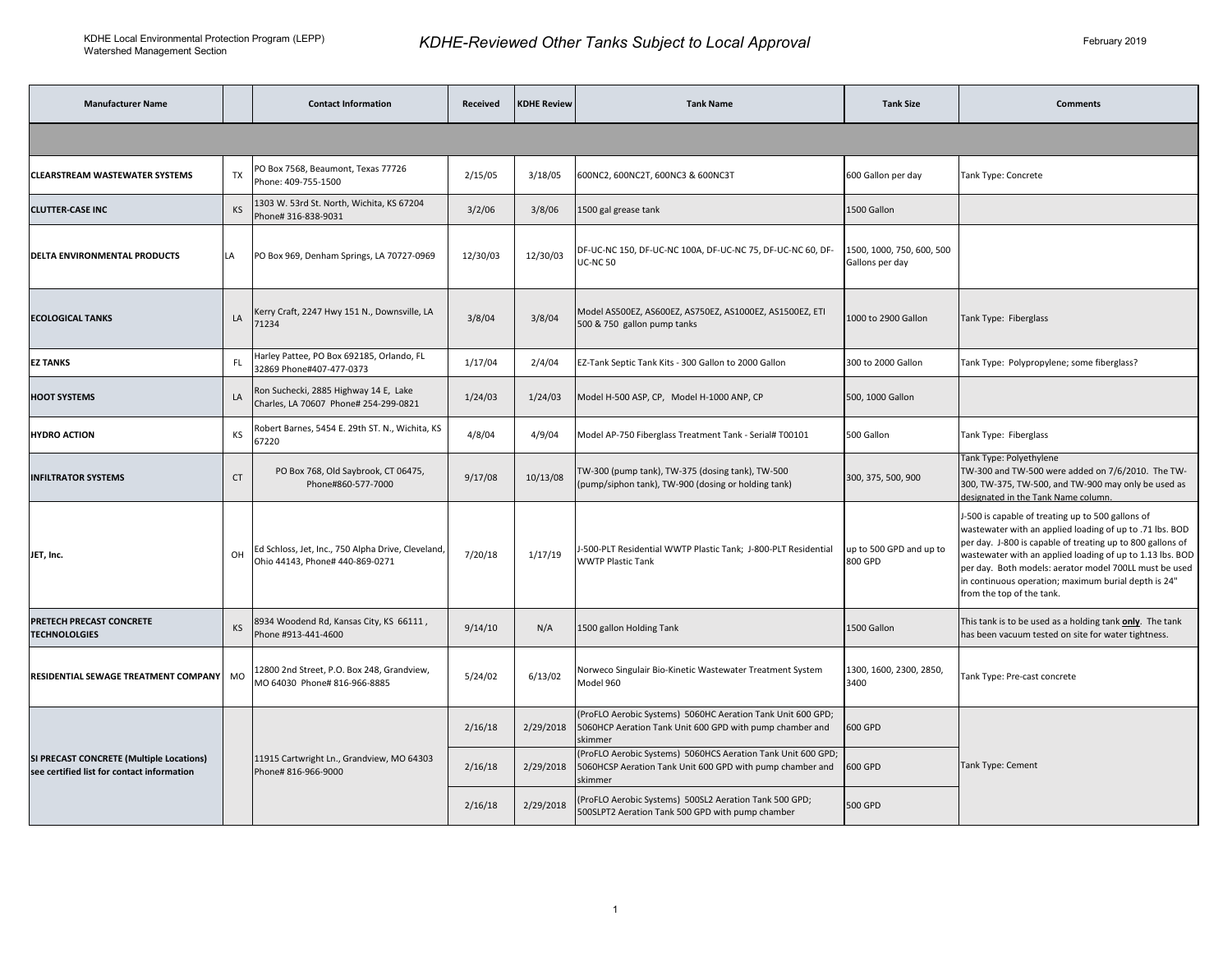# KDHE-Reviewed Other Tanks Subject to Local Approval

KDHE Local Environmental Protection Program (LEPP)
Watershed Management Section

February 2019

| Manufacturer Name | | Contact Information | Received | KDHE Review | Tank Name | Tank Size | Comments |
|---|---|---|---|---|---|---|---|
| | | | | | | | |
| **CLEARSTREAM WASTEWATER SYSTEMS** | TX | PO Box 7568, Beaumont, Texas 77726 Phone: 409-755-1500 | 2/15/05 | 3/18/05 | 600NC2, 600NC2T, 600NC3 & 600NC3T | 600 Gallon per day | Tank Type: Concrete |
| **CLUTTER-CASE INC** | KS | 1303 W. 53rd St. North, Wichita, KS 67204 Phone# 316-838-9031 | 3/2/06 | 3/8/06 | 1500 gal grease tank | 1500 Gallon | |
| **DELTA ENVIRONMENTAL PRODUCTS** | LA | PO Box 969, Denham Springs, LA 70727-0969 | 12/30/03 | 12/30/03 | DF-UC-NC 150, DF-UC-NC 100A, DF-UC-NC 75, DF-UC-NC 60, DF-UC-NC 50 | 1500, 1000, 750, 600, 500 Gallons per day | |
| **ECOLOGICAL TANKS** | LA | Kerry Craft, 2247 Hwy 151 N., Downsville, LA 71234 | 3/8/04 | 3/8/04 | Model AS500EZ, AS600EZ, AS750EZ, AS1000EZ, AS1500EZ, ETI 500 & 750 gallon pump tanks | 1000 to 2900 Gallon | Tank Type: Fiberglass |
| **EZ TANKS** | FL | Harley Pattee, PO Box 692185, Orlando, FL 32869 Phone#407-477-0373 | 1/17/04 | 2/4/04 | EZ-Tank Septic Tank Kits - 300 Gallon to 2000 Gallon | 300 to 2000 Gallon | Tank Type: Polypropylene; some fiberglass? |
| **HOOT SYSTEMS** | LA | Ron Suchecki, 2885 Highway 14 E, Lake Charles, LA 70607 Phone# 254-299-0821 | 1/24/03 | 1/24/03 | Model H-500 ASP, CP, Model H-1000 ANP, CP | 500, 1000 Gallon | |
| **HYDRO ACTION** | KS | Robert Barnes, 5454 E. 29th ST. N., Wichita, KS 67220 | 4/8/04 | 4/9/04 | Model AP-750 Fiberglass Treatment Tank - Serial# T00101 | 500 Gallon | Tank Type: Fiberglass |
| **INFILTRATOR SYSTEMS** | CT | PO Box 768, Old Saybrook, CT 06475, Phone#860-577-7000 | 9/17/08 | 10/13/08 | TW-300 (pump tank), TW-375 (dosing tank), TW-500 (pump/siphon tank), TW-900 (dosing or holding tank) | 300, 375, 500, 900 | Tank Type: Polyethylene TW-300 and TW-500 were added on 7/6/2010. The TW-300, TW-375, TW-500, and TW-900 may only be used as designated in the Tank Name column. |
| **JET, Inc.** | OH | Ed Schloss, Jet, Inc., 750 Alpha Drive, Cleveland, Ohio 44143, Phone# 440-869-0271 | 7/20/18 | 1/17/19 | J-500-PLT Residential WWTP Plastic Tank; J-800-PLT Residential WWTP Plastic Tank | up to 500 GPD and up to 800 GPD | J-500 is capable of treating up to 500 gallons of wastewater with an applied loading of up to .71 lbs. BOD per day. J-800 is capable of treating up to 800 gallons of wastewater with an applied loading of up to 1.13 lbs. BOD per day. Both models: aerator model 700LL must be used in continuous operation; maximum burial depth is 24" from the top of the tank. |
| **PRETECH PRECAST CONCRETE TECHNOLOLGIES** | KS | 8934 Woodend Rd, Kansas City, KS 66111 , Phone #913-441-4600 | 9/14/10 | N/A | 1500 gallon Holding Tank | 1500 Gallon | This tank is to be used as a holding tank **only**. The tank has been vacuum tested on site for water tightness. |
| **RESIDENTIAL SEWAGE TREATMENT COMPANY** | MO | 12800 2nd Street, P.O. Box 248, Grandview, MO 64030 Phone# 816-966-8885 | 5/24/02 | 6/13/02 | Norweco Singulair Bio-Kinetic Wastewater Treatment System Model 960 | 1300, 1600, 2300, 2850, 3400 | Tank Type: Pre-cast concrete |
| **SI PRECAST CONCRETE (Multiple Locations) see certified list for contact information** | | 11915 Cartwright Ln., Grandview, MO 64303 Phone# 816-966-9000 | 2/16/18 | 2/29/2018 | (ProFLO Aerobic Systems) 5060HC Aeration Tank Unit 600 GPD; 5060HCP Aeration Tank Unit 600 GPD with pump chamber and skimmer | 600 GPD | Tank Type: Cement |
| | | | 2/16/18 | 2/29/2018 | (ProFLO Aerobic Systems) 5060HCS Aeration Tank Unit 600 GPD; 5060HCSP Aeration Tank Unit 600 GPD with pump chamber and skimmer | 600 GPD | |
| | | | 2/16/18 | 2/29/2018 | (ProFLO Aerobic Systems) 500SL2 Aeration Tank 500 GPD; 500SLPT2 Aeration Tank 500 GPD with pump chamber | 500 GPD | |